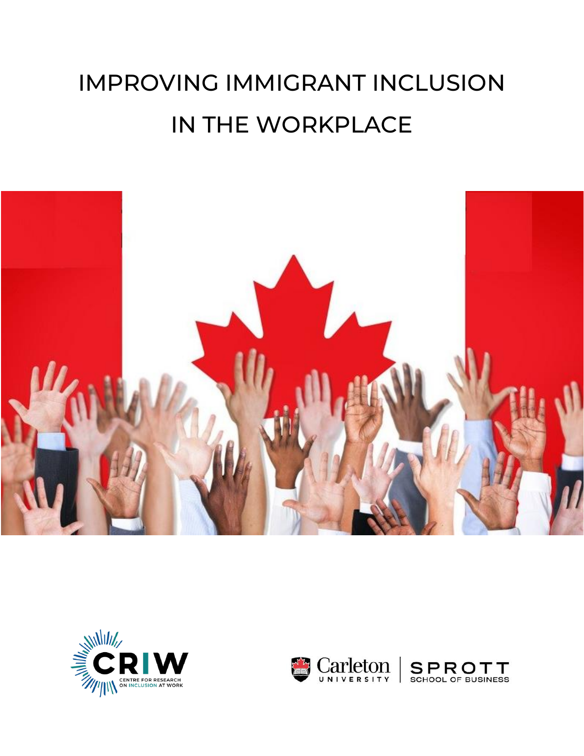# IMPROVING IMMIGRANT INCLUSION IN THE WORKPLACE

CRIW
CENTRE FOR RESEARCH ON INCLUSION AT WORK

Carleton UNIVERSITY | SPROTT SCHOOL OF BUSINESS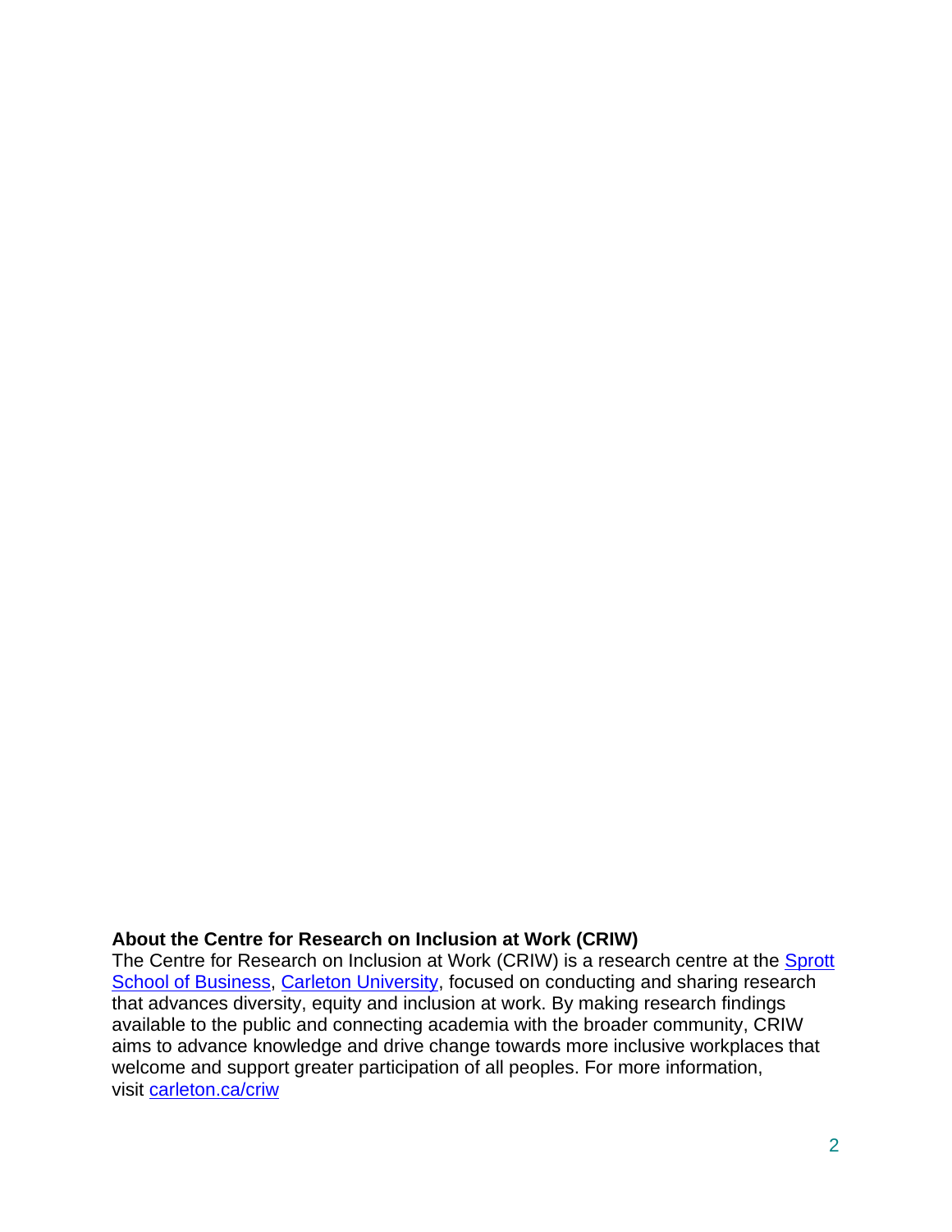**About the Centre for Research on Inclusion at Work (CRIW)**

The Centre for Research on Inclusion at Work (CRIW) is a research centre at the [Sprott School of Business](), [Carleton University](), focused on conducting and sharing research that advances diversity, equity and inclusion at work. By making research findings available to the public and connecting academia with the broader community, CRIW aims to advance knowledge and drive change towards more inclusive workplaces that welcome and support greater participation of all peoples. For more information, visit [carleton.ca/criw]()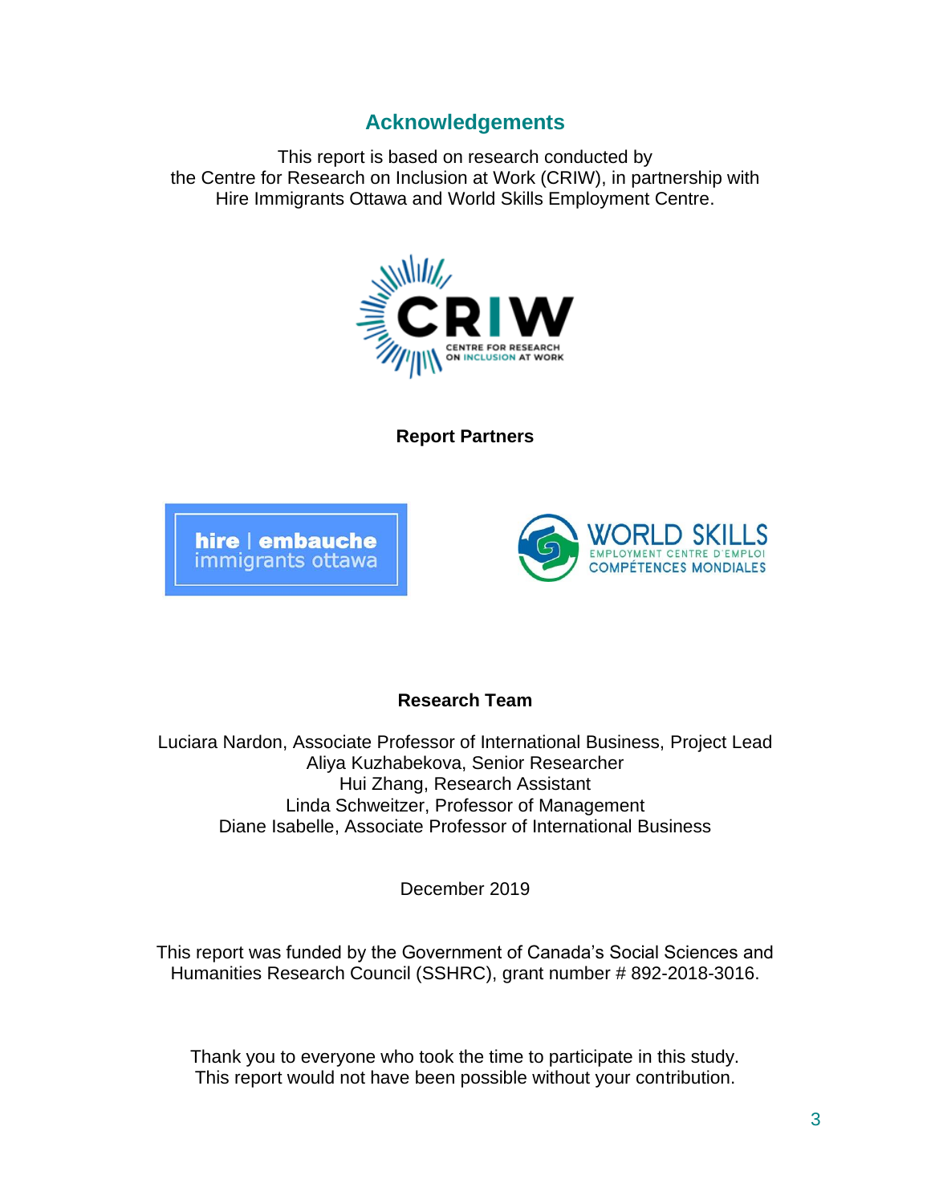## Acknowledgements

This report is based on research conducted by
the Centre for Research on Inclusion at Work (CRIW), in partnership with
Hire Immigrants Ottawa and World Skills Employment Centre.

**Report Partners**

**Research Team**

Luciara Nardon, Associate Professor of International Business, Project Lead
Aliya Kuzhabekova, Senior Researcher
Hui Zhang, Research Assistant
Linda Schweitzer, Professor of Management
Diane Isabelle, Associate Professor of International Business

December 2019

This report was funded by the Government of Canada's Social Sciences and Humanities Research Council (SSHRC), grant number # 892-2018-3016.

Thank you to everyone who took the time to participate in this study.
This report would not have been possible without your contribution.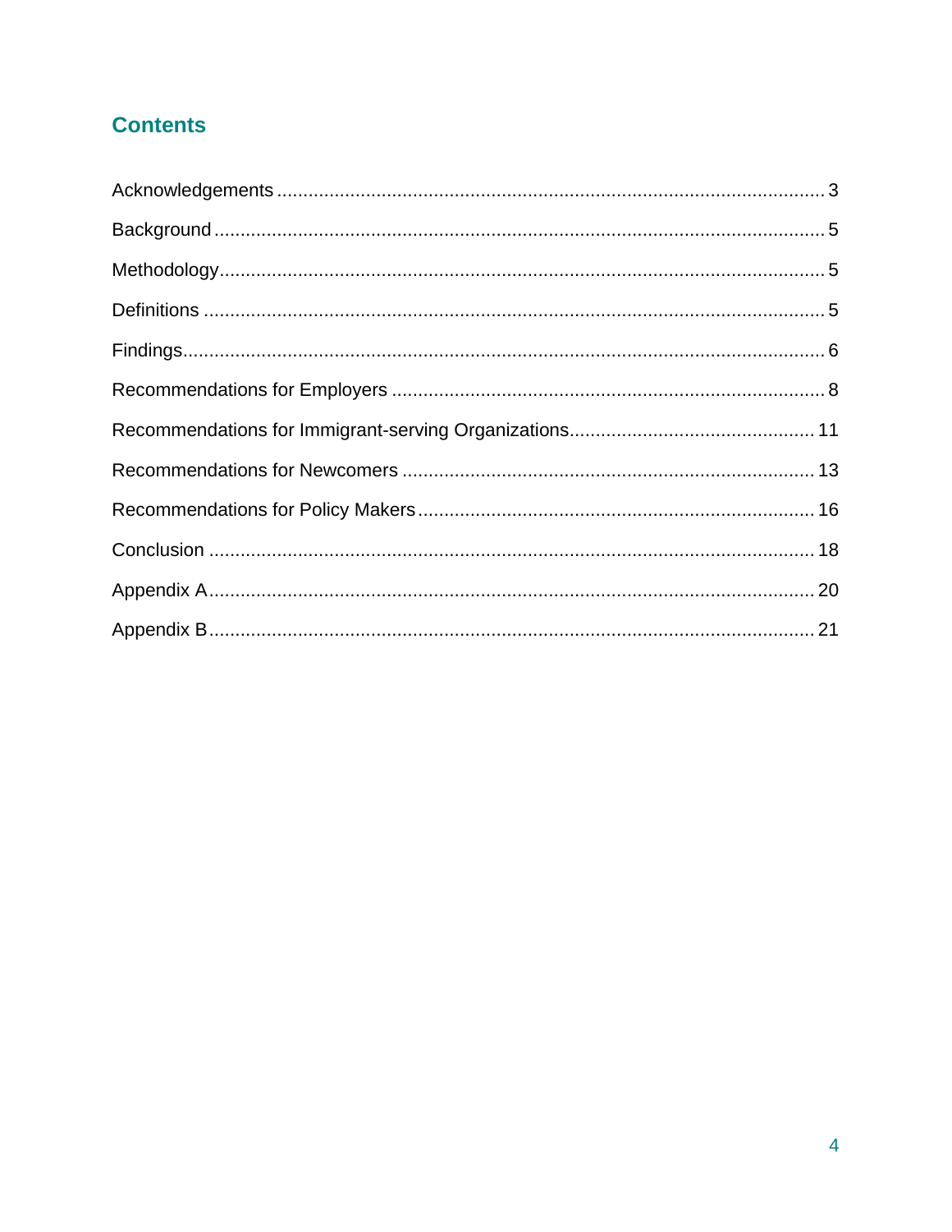## Contents

Acknowledgements ........................................................................................................ 3

Background .................................................................................................................. 5

Methodology ................................................................................................................. 5

Definitions .................................................................................................................... 5

Findings ........................................................................................................................ 6

Recommendations for Employers ................................................................................. 8

Recommendations for Immigrant-serving Organizations ............................................. 11

Recommendations for Newcomers ............................................................................. 13

Recommendations for Policy Makers .......................................................................... 16

Conclusion .................................................................................................................. 18

Appendix A .................................................................................................................. 20

Appendix B .................................................................................................................. 21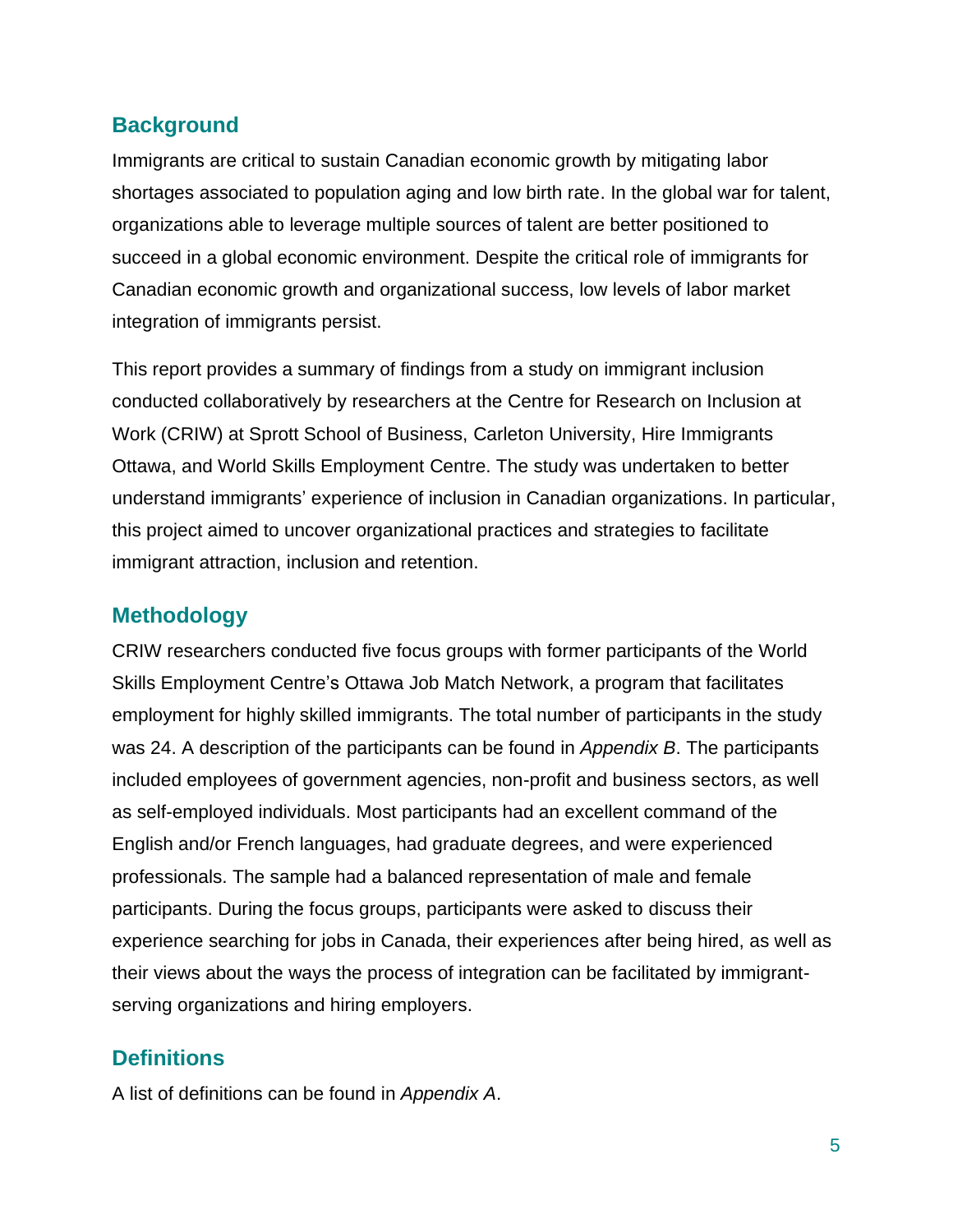## Background

Immigrants are critical to sustain Canadian economic growth by mitigating labor shortages associated to population aging and low birth rate. In the global war for talent, organizations able to leverage multiple sources of talent are better positioned to succeed in a global economic environment. Despite the critical role of immigrants for Canadian economic growth and organizational success, low levels of labor market integration of immigrants persist.

This report provides a summary of findings from a study on immigrant inclusion conducted collaboratively by researchers at the Centre for Research on Inclusion at Work (CRIW) at Sprott School of Business, Carleton University, Hire Immigrants Ottawa, and World Skills Employment Centre. The study was undertaken to better understand immigrants' experience of inclusion in Canadian organizations. In particular, this project aimed to uncover organizational practices and strategies to facilitate immigrant attraction, inclusion and retention.

## Methodology

CRIW researchers conducted five focus groups with former participants of the World Skills Employment Centre's Ottawa Job Match Network, a program that facilitates employment for highly skilled immigrants. The total number of participants in the study was 24. A description of the participants can be found in *Appendix B*. The participants included employees of government agencies, non-profit and business sectors, as well as self-employed individuals. Most participants had an excellent command of the English and/or French languages, had graduate degrees, and were experienced professionals. The sample had a balanced representation of male and female participants. During the focus groups, participants were asked to discuss their experience searching for jobs in Canada, their experiences after being hired, as well as their views about the ways the process of integration can be facilitated by immigrant-serving organizations and hiring employers.

## Definitions

A list of definitions can be found in *Appendix A*.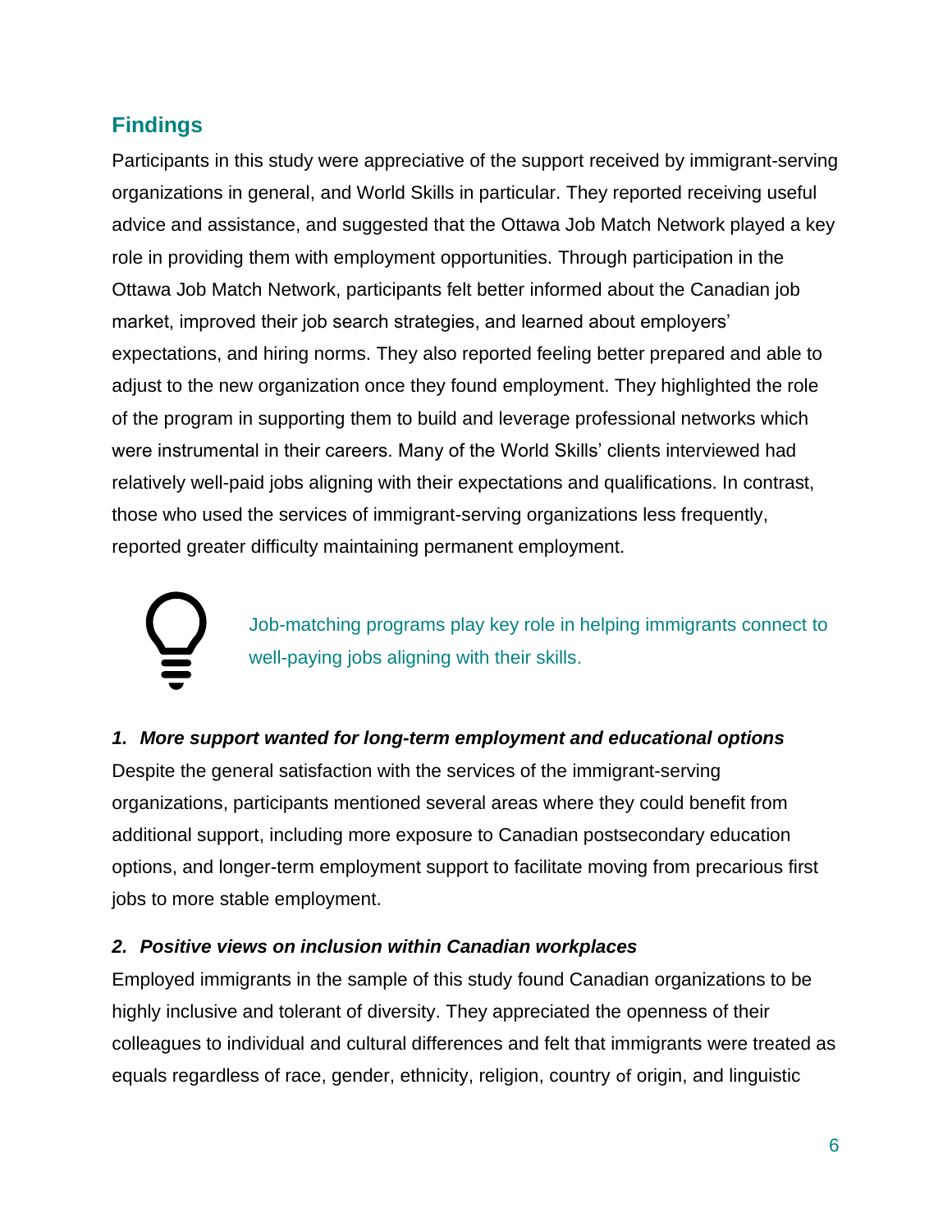## Findings

Participants in this study were appreciative of the support received by immigrant-serving organizations in general, and World Skills in particular. They reported receiving useful advice and assistance, and suggested that the Ottawa Job Match Network played a key role in providing them with employment opportunities. Through participation in the Ottawa Job Match Network, participants felt better informed about the Canadian job market, improved their job search strategies, and learned about employers' expectations, and hiring norms. They also reported feeling better prepared and able to adjust to the new organization once they found employment. They highlighted the role of the program in supporting them to build and leverage professional networks which were instrumental in their careers. Many of the World Skills' clients interviewed had relatively well-paid jobs aligning with their expectations and qualifications. In contrast, those who used the services of immigrant-serving organizations less frequently, reported greater difficulty maintaining permanent employment.

Job-matching programs play key role in helping immigrants connect to well-paying jobs aligning with their skills.

### *1. More support wanted for long-term employment and educational options*

Despite the general satisfaction with the services of the immigrant-serving organizations, participants mentioned several areas where they could benefit from additional support, including more exposure to Canadian postsecondary education options, and longer-term employment support to facilitate moving from precarious first jobs to more stable employment.

### *2. Positive views on inclusion within Canadian workplaces*

Employed immigrants in the sample of this study found Canadian organizations to be highly inclusive and tolerant of diversity. They appreciated the openness of their colleagues to individual and cultural differences and felt that immigrants were treated as equals regardless of race, gender, ethnicity, religion, country of origin, and linguistic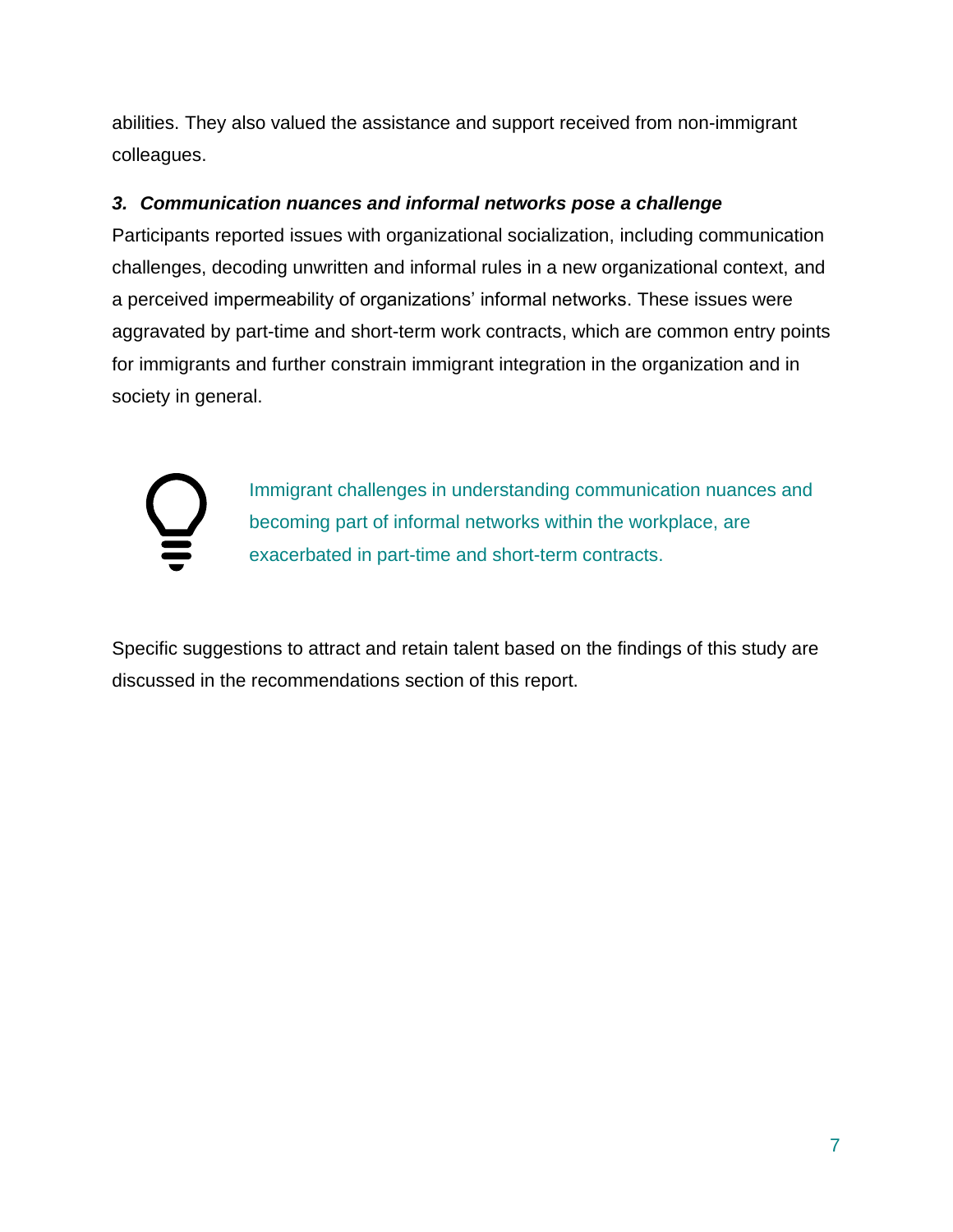abilities. They also valued the assistance and support received from non-immigrant colleagues.

### ***3. Communication nuances and informal networks pose a challenge***

Participants reported issues with organizational socialization, including communication challenges, decoding unwritten and informal rules in a new organizational context, and a perceived impermeability of organizations' informal networks. These issues were aggravated by part-time and short-term work contracts, which are common entry points for immigrants and further constrain immigrant integration in the organization and in society in general.

> Immigrant challenges in understanding communication nuances and becoming part of informal networks within the workplace, are exacerbated in part-time and short-term contracts.

Specific suggestions to attract and retain talent based on the findings of this study are discussed in the recommendations section of this report.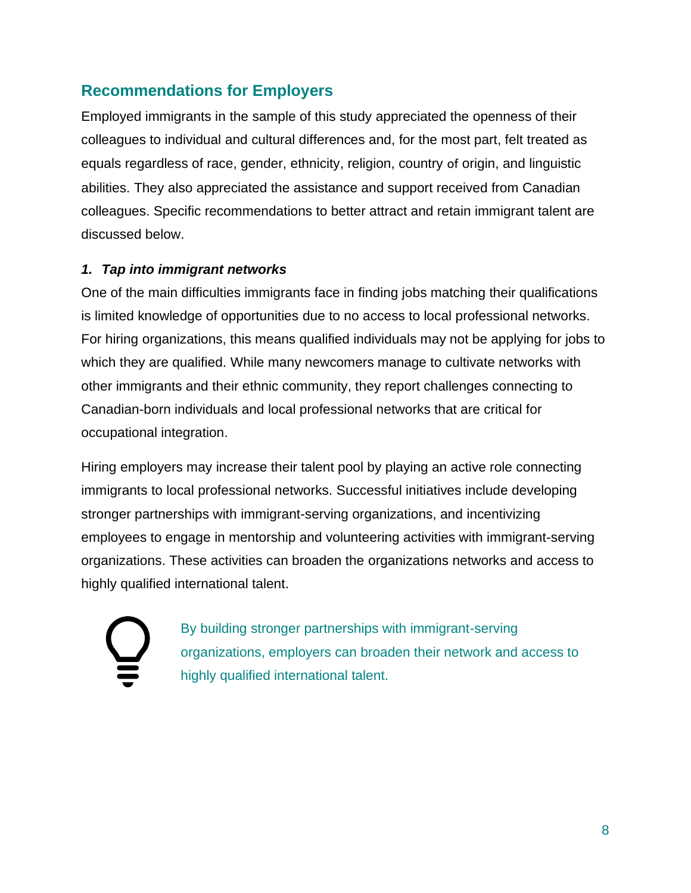## Recommendations for Employers

Employed immigrants in the sample of this study appreciated the openness of their colleagues to individual and cultural differences and, for the most part, felt treated as equals regardless of race, gender, ethnicity, religion, country of origin, and linguistic abilities. They also appreciated the assistance and support received from Canadian colleagues. Specific recommendations to better attract and retain immigrant talent are discussed below.

### *1. Tap into immigrant networks*

One of the main difficulties immigrants face in finding jobs matching their qualifications is limited knowledge of opportunities due to no access to local professional networks. For hiring organizations, this means qualified individuals may not be applying for jobs to which they are qualified. While many newcomers manage to cultivate networks with other immigrants and their ethnic community, they report challenges connecting to Canadian-born individuals and local professional networks that are critical for occupational integration.

Hiring employers may increase their talent pool by playing an active role connecting immigrants to local professional networks. Successful initiatives include developing stronger partnerships with immigrant-serving organizations, and incentivizing employees to engage in mentorship and volunteering activities with immigrant-serving organizations. These activities can broaden the organizations networks and access to highly qualified international talent.

By building stronger partnerships with immigrant-serving organizations, employers can broaden their network and access to highly qualified international talent.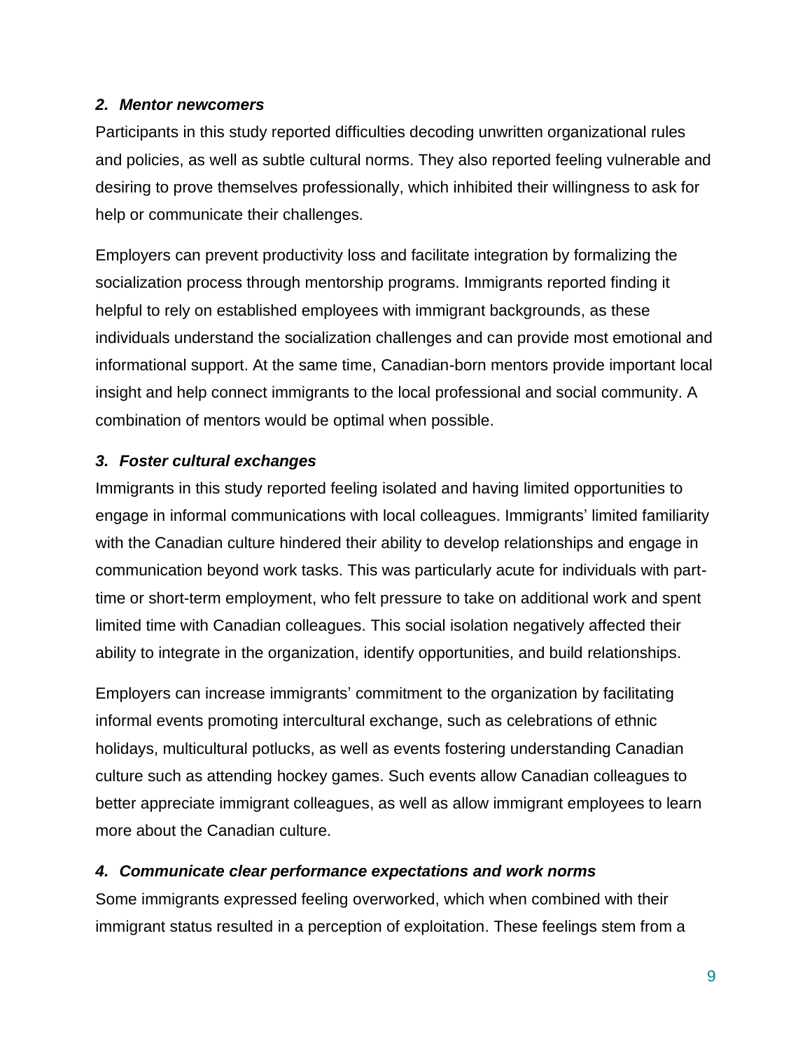### *2. Mentor newcomers*

Participants in this study reported difficulties decoding unwritten organizational rules and policies, as well as subtle cultural norms. They also reported feeling vulnerable and desiring to prove themselves professionally, which inhibited their willingness to ask for help or communicate their challenges.

Employers can prevent productivity loss and facilitate integration by formalizing the socialization process through mentorship programs. Immigrants reported finding it helpful to rely on established employees with immigrant backgrounds, as these individuals understand the socialization challenges and can provide most emotional and informational support. At the same time, Canadian-born mentors provide important local insight and help connect immigrants to the local professional and social community. A combination of mentors would be optimal when possible.

### *3. Foster cultural exchanges*

Immigrants in this study reported feeling isolated and having limited opportunities to engage in informal communications with local colleagues. Immigrants' limited familiarity with the Canadian culture hindered their ability to develop relationships and engage in communication beyond work tasks. This was particularly acute for individuals with part-time or short-term employment, who felt pressure to take on additional work and spent limited time with Canadian colleagues. This social isolation negatively affected their ability to integrate in the organization, identify opportunities, and build relationships.

Employers can increase immigrants' commitment to the organization by facilitating informal events promoting intercultural exchange, such as celebrations of ethnic holidays, multicultural potlucks, as well as events fostering understanding Canadian culture such as attending hockey games. Such events allow Canadian colleagues to better appreciate immigrant colleagues, as well as allow immigrant employees to learn more about the Canadian culture.

### *4. Communicate clear performance expectations and work norms*

Some immigrants expressed feeling overworked, which when combined with their immigrant status resulted in a perception of exploitation. These feelings stem from a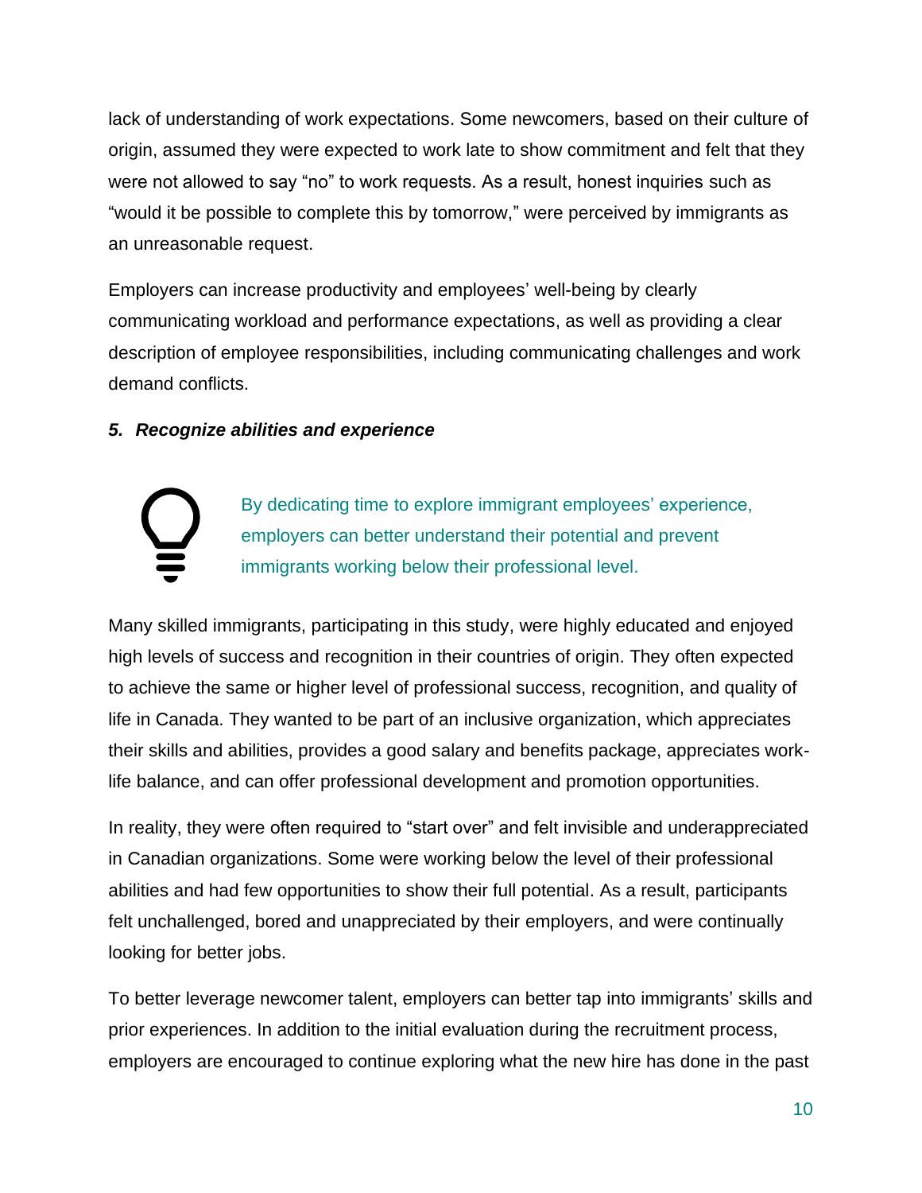lack of understanding of work expectations. Some newcomers, based on their culture of origin, assumed they were expected to work late to show commitment and felt that they were not allowed to say "no" to work requests. As a result, honest inquiries such as "would it be possible to complete this by tomorrow," were perceived by immigrants as an unreasonable request.

Employers can increase productivity and employees' well-being by clearly communicating workload and performance expectations, as well as providing a clear description of employee responsibilities, including communicating challenges and work demand conflicts.

### *5. Recognize abilities and experience*

By dedicating time to explore immigrant employees' experience, employers can better understand their potential and prevent immigrants working below their professional level.

Many skilled immigrants, participating in this study, were highly educated and enjoyed high levels of success and recognition in their countries of origin. They often expected to achieve the same or higher level of professional success, recognition, and quality of life in Canada. They wanted to be part of an inclusive organization, which appreciates their skills and abilities, provides a good salary and benefits package, appreciates work-life balance, and can offer professional development and promotion opportunities.

In reality, they were often required to "start over" and felt invisible and underappreciated in Canadian organizations. Some were working below the level of their professional abilities and had few opportunities to show their full potential. As a result, participants felt unchallenged, bored and unappreciated by their employers, and were continually looking for better jobs.

To better leverage newcomer talent, employers can better tap into immigrants' skills and prior experiences. In addition to the initial evaluation during the recruitment process, employers are encouraged to continue exploring what the new hire has done in the past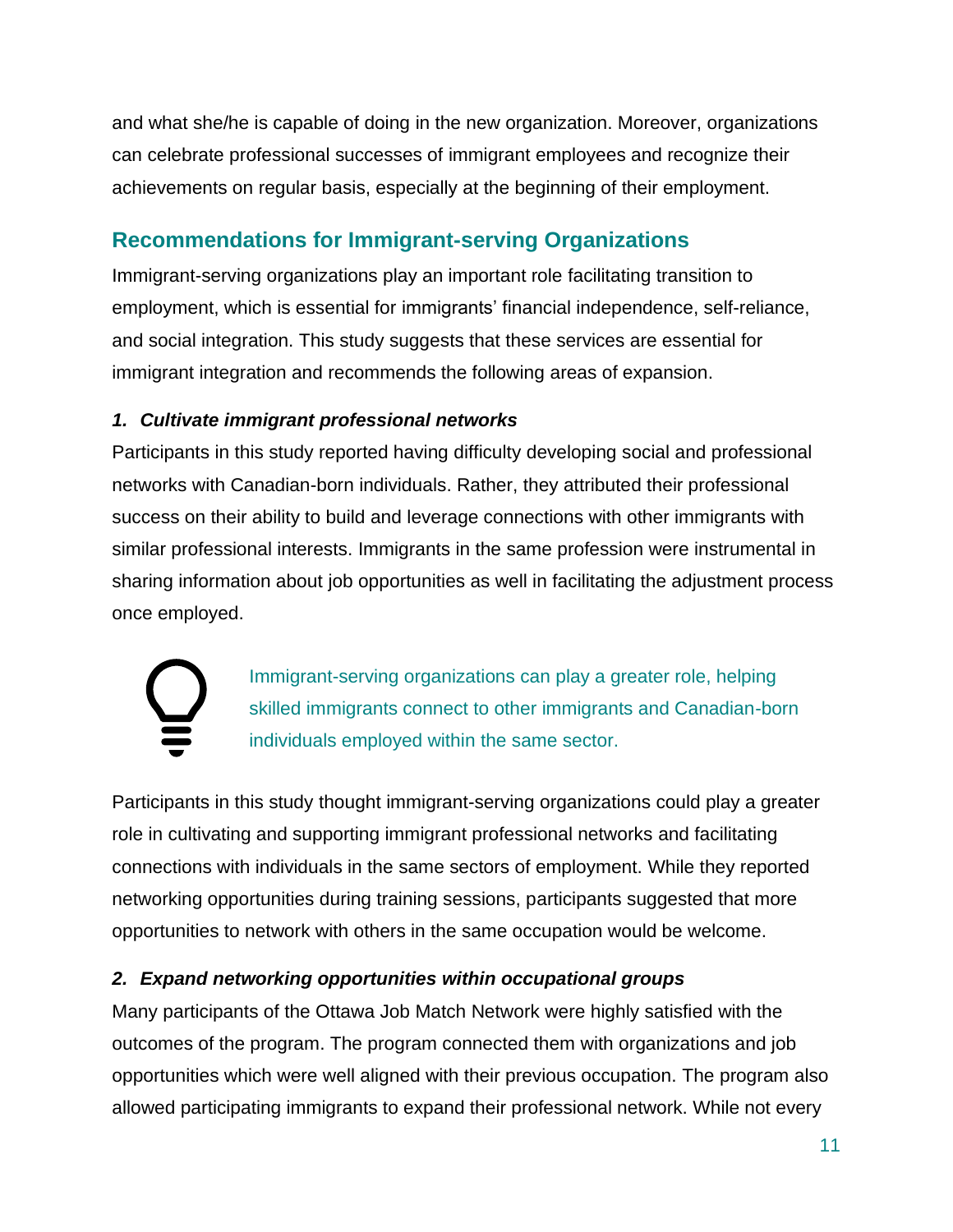and what she/he is capable of doing in the new organization. Moreover, organizations can celebrate professional successes of immigrant employees and recognize their achievements on regular basis, especially at the beginning of their employment.

## Recommendations for Immigrant-serving Organizations

Immigrant-serving organizations play an important role facilitating transition to employment, which is essential for immigrants' financial independence, self-reliance, and social integration. This study suggests that these services are essential for immigrant integration and recommends the following areas of expansion.

### *1. Cultivate immigrant professional networks*

Participants in this study reported having difficulty developing social and professional networks with Canadian-born individuals. Rather, they attributed their professional success on their ability to build and leverage connections with other immigrants with similar professional interests. Immigrants in the same profession were instrumental in sharing information about job opportunities as well in facilitating the adjustment process once employed.

> Immigrant-serving organizations can play a greater role, helping skilled immigrants connect to other immigrants and Canadian-born individuals employed within the same sector.

Participants in this study thought immigrant-serving organizations could play a greater role in cultivating and supporting immigrant professional networks and facilitating connections with individuals in the same sectors of employment. While they reported networking opportunities during training sessions, participants suggested that more opportunities to network with others in the same occupation would be welcome.

### *2. Expand networking opportunities within occupational groups*

Many participants of the Ottawa Job Match Network were highly satisfied with the outcomes of the program. The program connected them with organizations and job opportunities which were well aligned with their previous occupation. The program also allowed participating immigrants to expand their professional network. While not every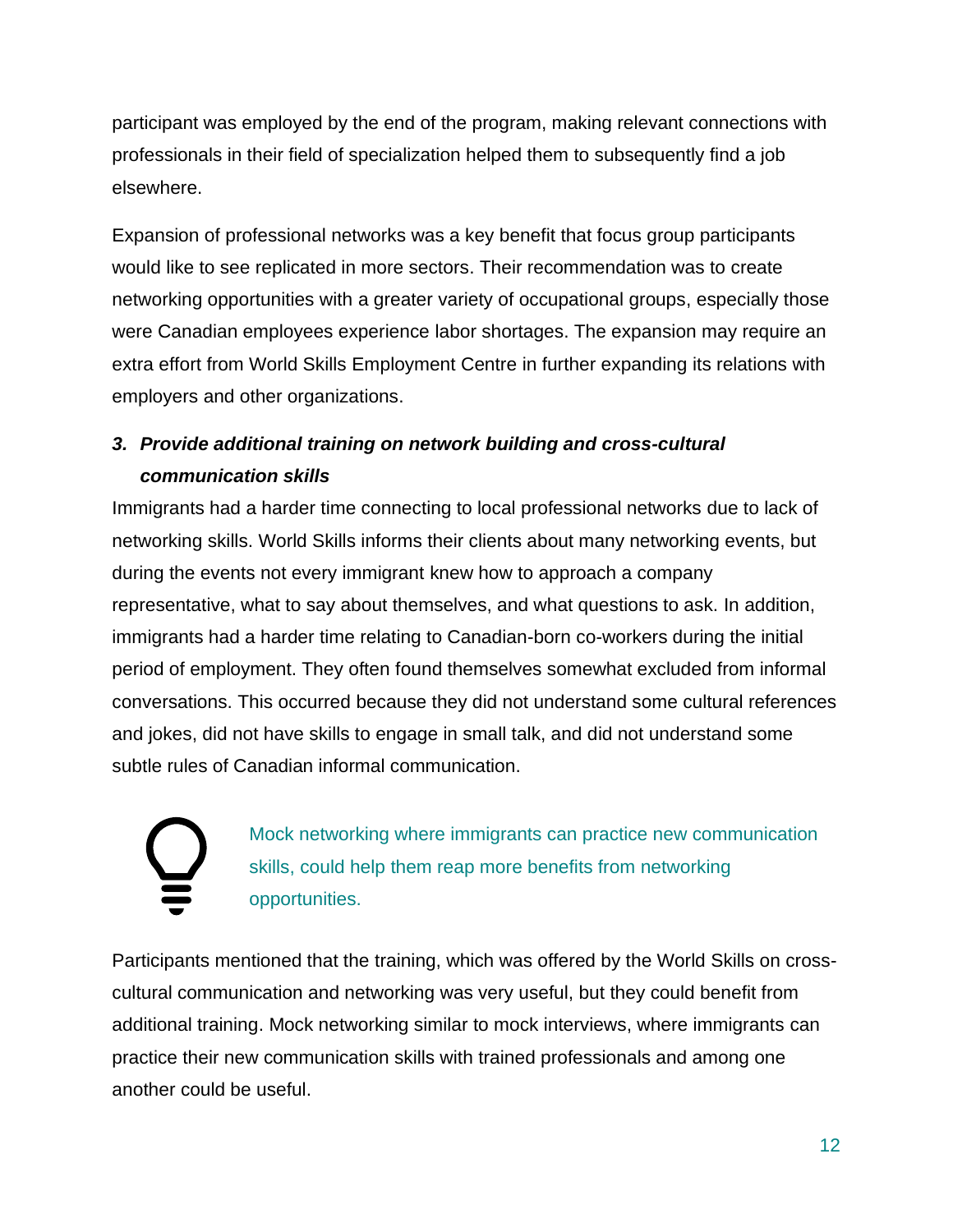participant was employed by the end of the program, making relevant connections with professionals in their field of specialization helped them to subsequently find a job elsewhere.

Expansion of professional networks was a key benefit that focus group participants would like to see replicated in more sectors. Their recommendation was to create networking opportunities with a greater variety of occupational groups, especially those were Canadian employees experience labor shortages. The expansion may require an extra effort from World Skills Employment Centre in further expanding its relations with employers and other organizations.

### *3. Provide additional training on network building and cross-cultural communication skills*

Immigrants had a harder time connecting to local professional networks due to lack of networking skills. World Skills informs their clients about many networking events, but during the events not every immigrant knew how to approach a company representative, what to say about themselves, and what questions to ask. In addition, immigrants had a harder time relating to Canadian-born co-workers during the initial period of employment. They often found themselves somewhat excluded from informal conversations. This occurred because they did not understand some cultural references and jokes, did not have skills to engage in small talk, and did not understand some subtle rules of Canadian informal communication.

> Mock networking where immigrants can practice new communication skills, could help them reap more benefits from networking opportunities.

Participants mentioned that the training, which was offered by the World Skills on cross-cultural communication and networking was very useful, but they could benefit from additional training. Mock networking similar to mock interviews, where immigrants can practice their new communication skills with trained professionals and among one another could be useful.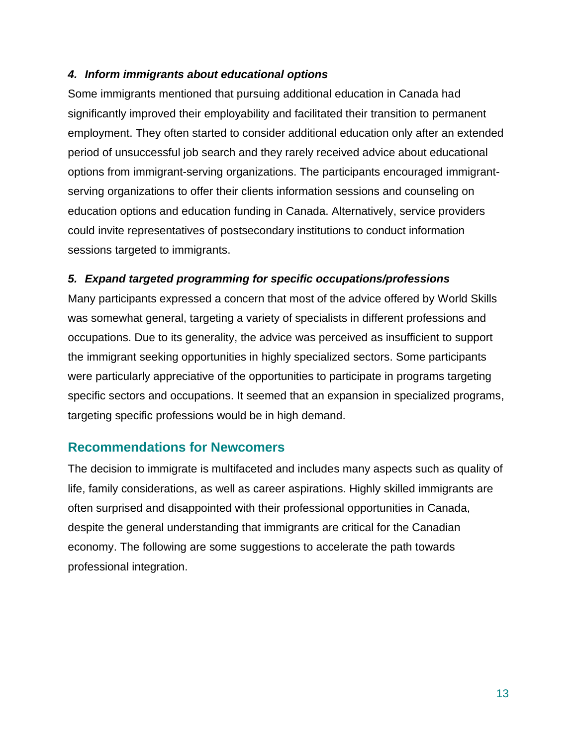#### *4. Inform immigrants about educational options*

Some immigrants mentioned that pursuing additional education in Canada had significantly improved their employability and facilitated their transition to permanent employment. They often started to consider additional education only after an extended period of unsuccessful job search and they rarely received advice about educational options from immigrant-serving organizations. The participants encouraged immigrant-serving organizations to offer their clients information sessions and counseling on education options and education funding in Canada. Alternatively, service providers could invite representatives of postsecondary institutions to conduct information sessions targeted to immigrants.

#### *5. Expand targeted programming for specific occupations/professions*

Many participants expressed a concern that most of the advice offered by World Skills was somewhat general, targeting a variety of specialists in different professions and occupations. Due to its generality, the advice was perceived as insufficient to support the immigrant seeking opportunities in highly specialized sectors. Some participants were particularly appreciative of the opportunities to participate in programs targeting specific sectors and occupations. It seemed that an expansion in specialized programs, targeting specific professions would be in high demand.

## Recommendations for Newcomers

The decision to immigrate is multifaceted and includes many aspects such as quality of life, family considerations, as well as career aspirations. Highly skilled immigrants are often surprised and disappointed with their professional opportunities in Canada, despite the general understanding that immigrants are critical for the Canadian economy. The following are some suggestions to accelerate the path towards professional integration.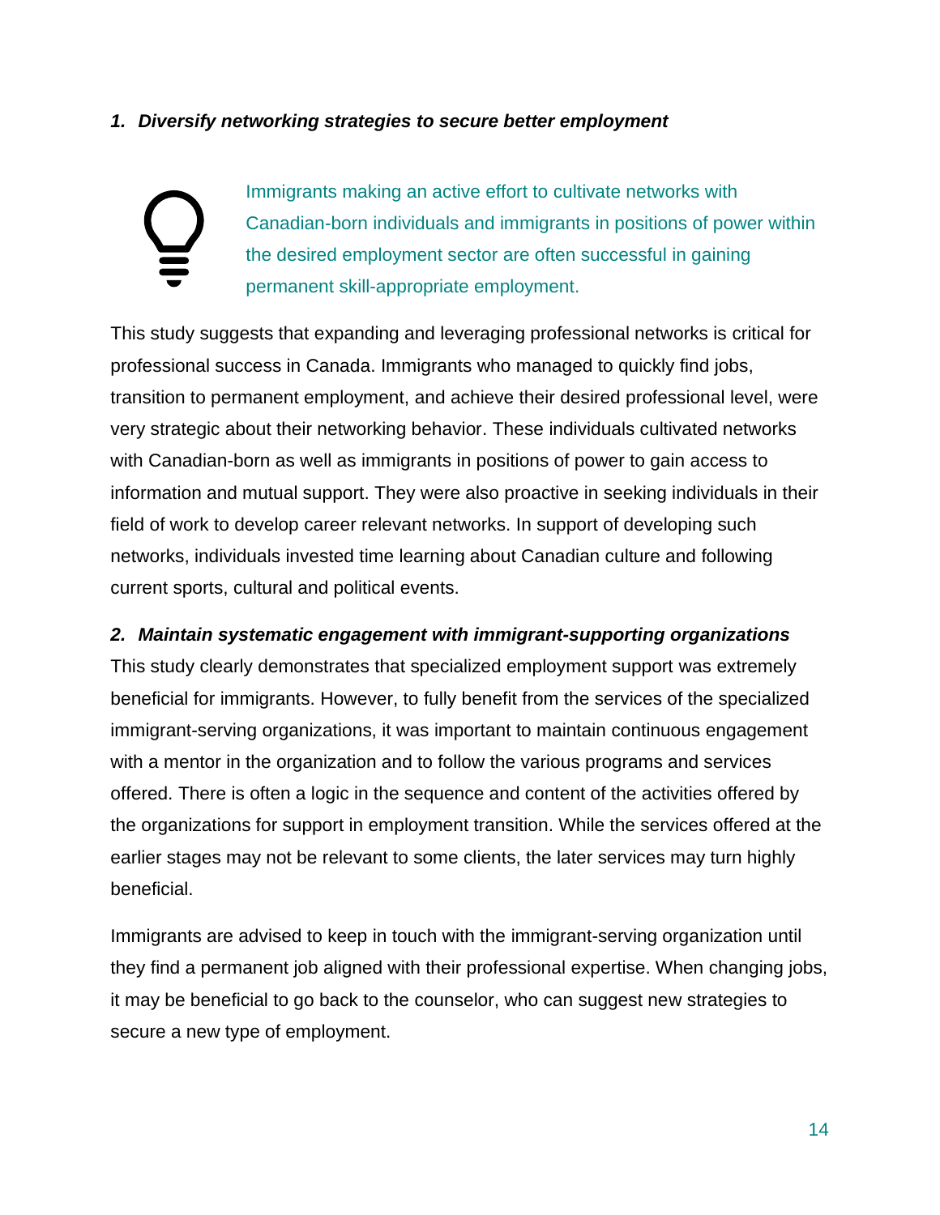### *1. Diversify networking strategies to secure better employment*

Immigrants making an active effort to cultivate networks with Canadian-born individuals and immigrants in positions of power within the desired employment sector are often successful in gaining permanent skill-appropriate employment.

This study suggests that expanding and leveraging professional networks is critical for professional success in Canada. Immigrants who managed to quickly find jobs, transition to permanent employment, and achieve their desired professional level, were very strategic about their networking behavior. These individuals cultivated networks with Canadian-born as well as immigrants in positions of power to gain access to information and mutual support. They were also proactive in seeking individuals in their field of work to develop career relevant networks. In support of developing such networks, individuals invested time learning about Canadian culture and following current sports, cultural and political events.

### *2. Maintain systematic engagement with immigrant-supporting organizations*

This study clearly demonstrates that specialized employment support was extremely beneficial for immigrants. However, to fully benefit from the services of the specialized immigrant-serving organizations, it was important to maintain continuous engagement with a mentor in the organization and to follow the various programs and services offered. There is often a logic in the sequence and content of the activities offered by the organizations for support in employment transition. While the services offered at the earlier stages may not be relevant to some clients, the later services may turn highly beneficial.

Immigrants are advised to keep in touch with the immigrant-serving organization until they find a permanent job aligned with their professional expertise. When changing jobs, it may be beneficial to go back to the counselor, who can suggest new strategies to secure a new type of employment.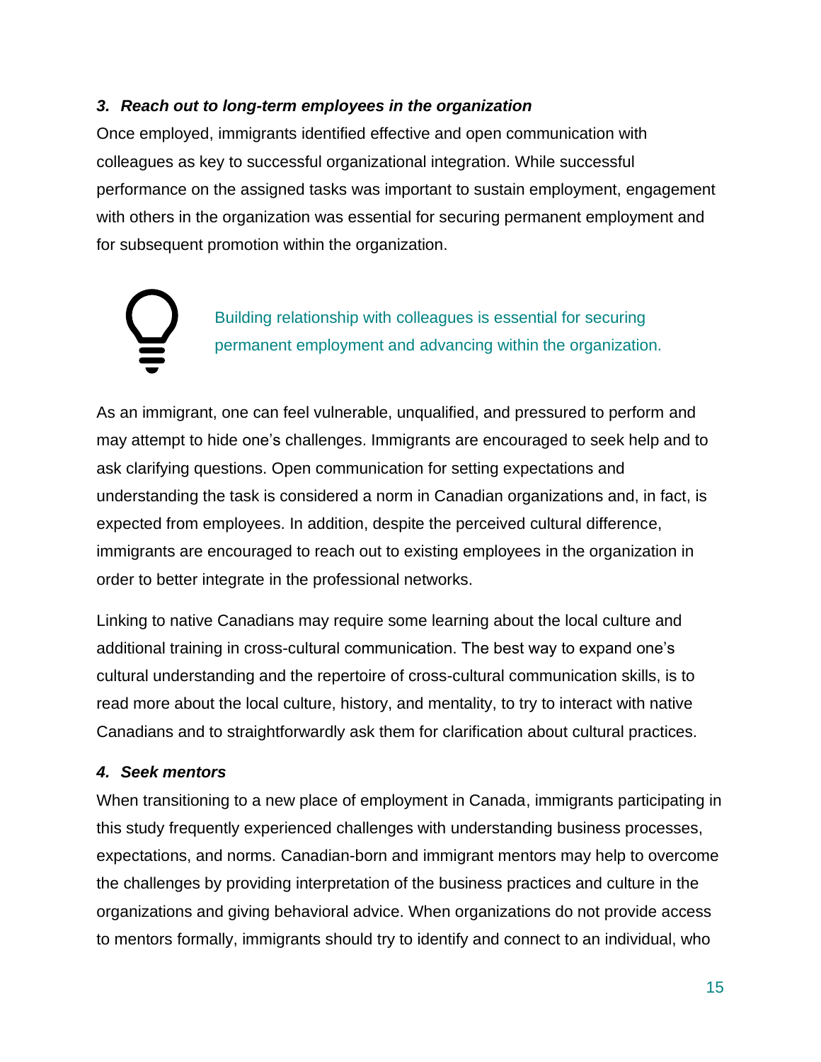### *3. Reach out to long-term employees in the organization*

Once employed, immigrants identified effective and open communication with colleagues as key to successful organizational integration. While successful performance on the assigned tasks was important to sustain employment, engagement with others in the organization was essential for securing permanent employment and for subsequent promotion within the organization.

Building relationship with colleagues is essential for securing permanent employment and advancing within the organization.

As an immigrant, one can feel vulnerable, unqualified, and pressured to perform and may attempt to hide one's challenges. Immigrants are encouraged to seek help and to ask clarifying questions. Open communication for setting expectations and understanding the task is considered a norm in Canadian organizations and, in fact, is expected from employees. In addition, despite the perceived cultural difference, immigrants are encouraged to reach out to existing employees in the organization in order to better integrate in the professional networks.

Linking to native Canadians may require some learning about the local culture and additional training in cross-cultural communication. The best way to expand one's cultural understanding and the repertoire of cross-cultural communication skills, is to read more about the local culture, history, and mentality, to try to interact with native Canadians and to straightforwardly ask them for clarification about cultural practices.

### *4. Seek mentors*

When transitioning to a new place of employment in Canada, immigrants participating in this study frequently experienced challenges with understanding business processes, expectations, and norms. Canadian-born and immigrant mentors may help to overcome the challenges by providing interpretation of the business practices and culture in the organizations and giving behavioral advice. When organizations do not provide access to mentors formally, immigrants should try to identify and connect to an individual, who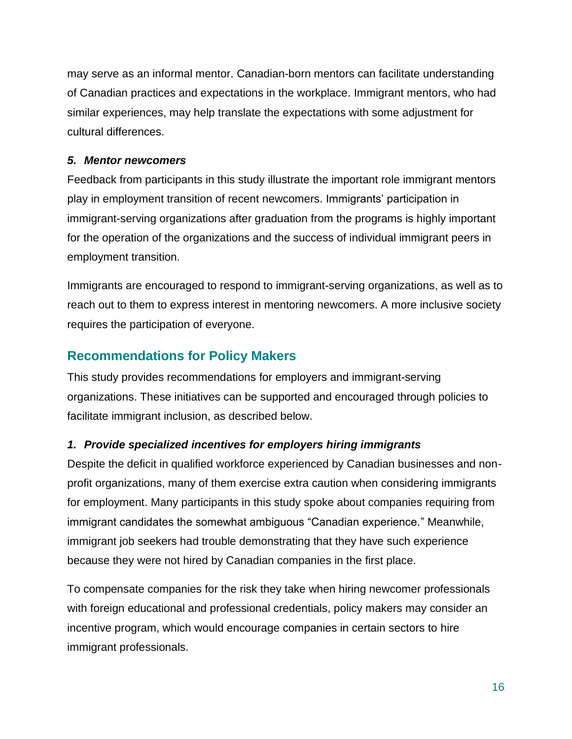may serve as an informal mentor. Canadian-born mentors can facilitate understanding of Canadian practices and expectations in the workplace. Immigrant mentors, who had similar experiences, may help translate the expectations with some adjustment for cultural differences.

#### *5. Mentor newcomers*

Feedback from participants in this study illustrate the important role immigrant mentors play in employment transition of recent newcomers. Immigrants' participation in immigrant-serving organizations after graduation from the programs is highly important for the operation of the organizations and the success of individual immigrant peers in employment transition.

Immigrants are encouraged to respond to immigrant-serving organizations, as well as to reach out to them to express interest in mentoring newcomers. A more inclusive society requires the participation of everyone.

## Recommendations for Policy Makers

This study provides recommendations for employers and immigrant-serving organizations. These initiatives can be supported and encouraged through policies to facilitate immigrant inclusion, as described below.

#### *1. Provide specialized incentives for employers hiring immigrants*

Despite the deficit in qualified workforce experienced by Canadian businesses and non-profit organizations, many of them exercise extra caution when considering immigrants for employment. Many participants in this study spoke about companies requiring from immigrant candidates the somewhat ambiguous "Canadian experience." Meanwhile, immigrant job seekers had trouble demonstrating that they have such experience because they were not hired by Canadian companies in the first place.

To compensate companies for the risk they take when hiring newcomer professionals with foreign educational and professional credentials, policy makers may consider an incentive program, which would encourage companies in certain sectors to hire immigrant professionals.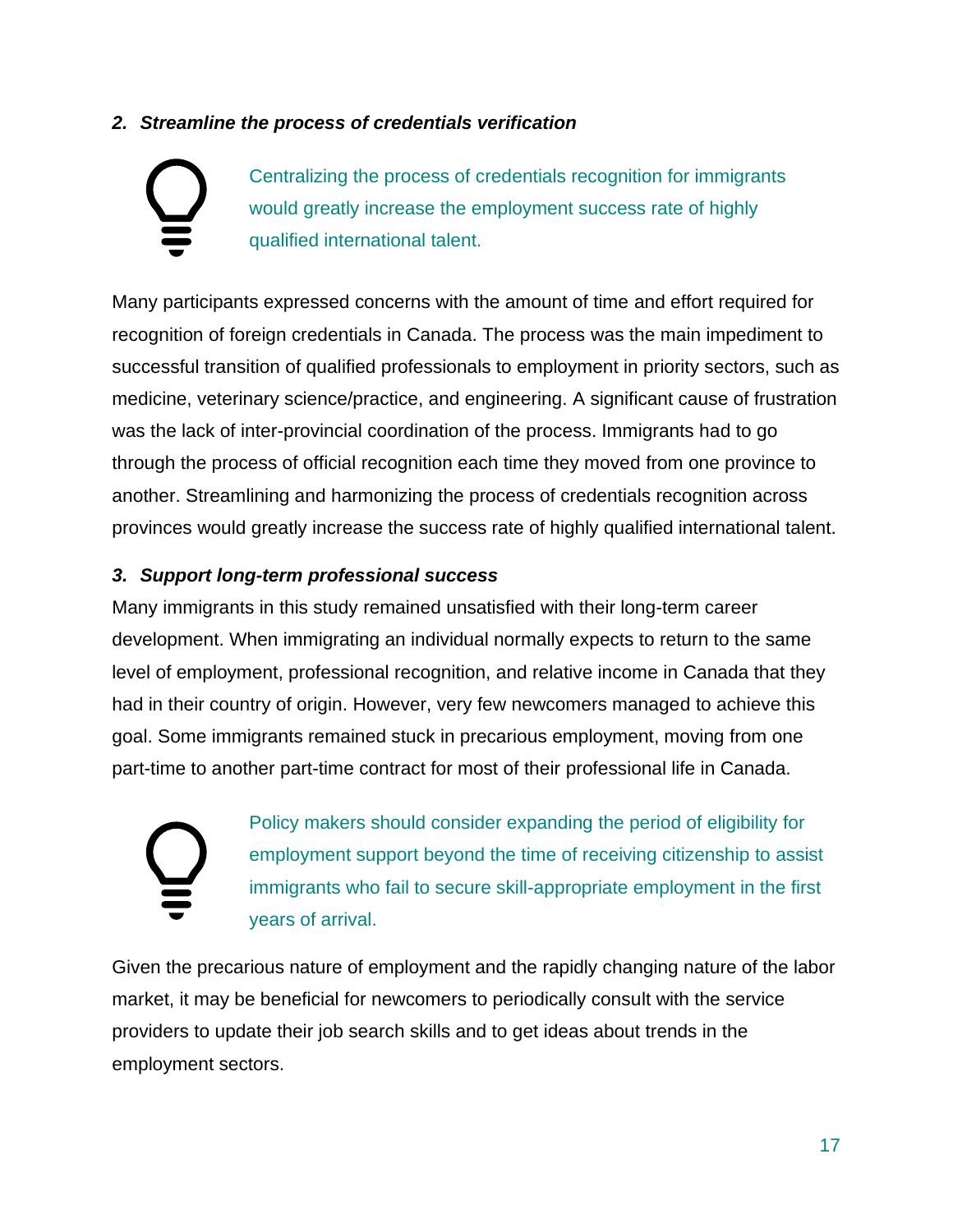### *2. Streamline the process of credentials verification*

Centralizing the process of credentials recognition for immigrants would greatly increase the employment success rate of highly qualified international talent.

Many participants expressed concerns with the amount of time and effort required for recognition of foreign credentials in Canada. The process was the main impediment to successful transition of qualified professionals to employment in priority sectors, such as medicine, veterinary science/practice, and engineering. A significant cause of frustration was the lack of inter-provincial coordination of the process. Immigrants had to go through the process of official recognition each time they moved from one province to another. Streamlining and harmonizing the process of credentials recognition across provinces would greatly increase the success rate of highly qualified international talent.

### *3. Support long-term professional success*

Many immigrants in this study remained unsatisfied with their long-term career development. When immigrating an individual normally expects to return to the same level of employment, professional recognition, and relative income in Canada that they had in their country of origin. However, very few newcomers managed to achieve this goal. Some immigrants remained stuck in precarious employment, moving from one part-time to another part-time contract for most of their professional life in Canada.

Policy makers should consider expanding the period of eligibility for employment support beyond the time of receiving citizenship to assist immigrants who fail to secure skill-appropriate employment in the first years of arrival.

Given the precarious nature of employment and the rapidly changing nature of the labor market, it may be beneficial for newcomers to periodically consult with the service providers to update their job search skills and to get ideas about trends in the employment sectors.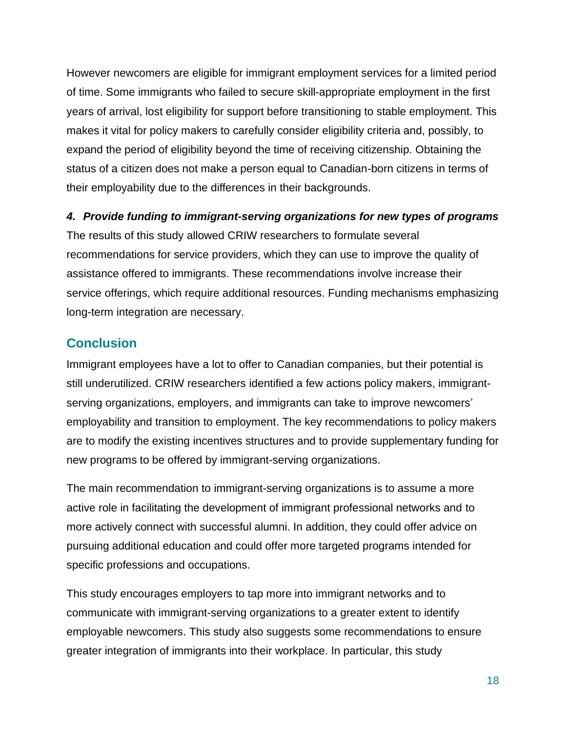However newcomers are eligible for immigrant employment services for a limited period of time. Some immigrants who failed to secure skill-appropriate employment in the first years of arrival, lost eligibility for support before transitioning to stable employment. This makes it vital for policy makers to carefully consider eligibility criteria and, possibly, to expand the period of eligibility beyond the time of receiving citizenship. Obtaining the status of a citizen does not make a person equal to Canadian-born citizens in terms of their employability due to the differences in their backgrounds.

***4. Provide funding to immigrant-serving organizations for new types of programs***

The results of this study allowed CRIW researchers to formulate several recommendations for service providers, which they can use to improve the quality of assistance offered to immigrants. These recommendations involve increase their service offerings, which require additional resources. Funding mechanisms emphasizing long-term integration are necessary.

## Conclusion

Immigrant employees have a lot to offer to Canadian companies, but their potential is still underutilized. CRIW researchers identified a few actions policy makers, immigrant-serving organizations, employers, and immigrants can take to improve newcomers' employability and transition to employment. The key recommendations to policy makers are to modify the existing incentives structures and to provide supplementary funding for new programs to be offered by immigrant-serving organizations.

The main recommendation to immigrant-serving organizations is to assume a more active role in facilitating the development of immigrant professional networks and to more actively connect with successful alumni. In addition, they could offer advice on pursuing additional education and could offer more targeted programs intended for specific professions and occupations.

This study encourages employers to tap more into immigrant networks and to communicate with immigrant-serving organizations to a greater extent to identify employable newcomers. This study also suggests some recommendations to ensure greater integration of immigrants into their workplace. In particular, this study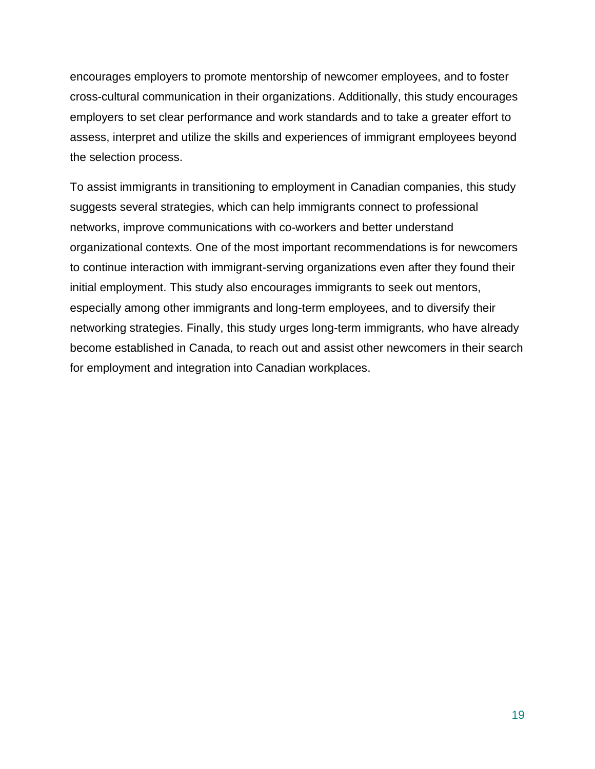encourages employers to promote mentorship of newcomer employees, and to foster cross-cultural communication in their organizations. Additionally, this study encourages employers to set clear performance and work standards and to take a greater effort to assess, interpret and utilize the skills and experiences of immigrant employees beyond the selection process.

To assist immigrants in transitioning to employment in Canadian companies, this study suggests several strategies, which can help immigrants connect to professional networks, improve communications with co-workers and better understand organizational contexts. One of the most important recommendations is for newcomers to continue interaction with immigrant-serving organizations even after they found their initial employment. This study also encourages immigrants to seek out mentors, especially among other immigrants and long-term employees, and to diversify their networking strategies. Finally, this study urges long-term immigrants, who have already become established in Canada, to reach out and assist other newcomers in their search for employment and integration into Canadian workplaces.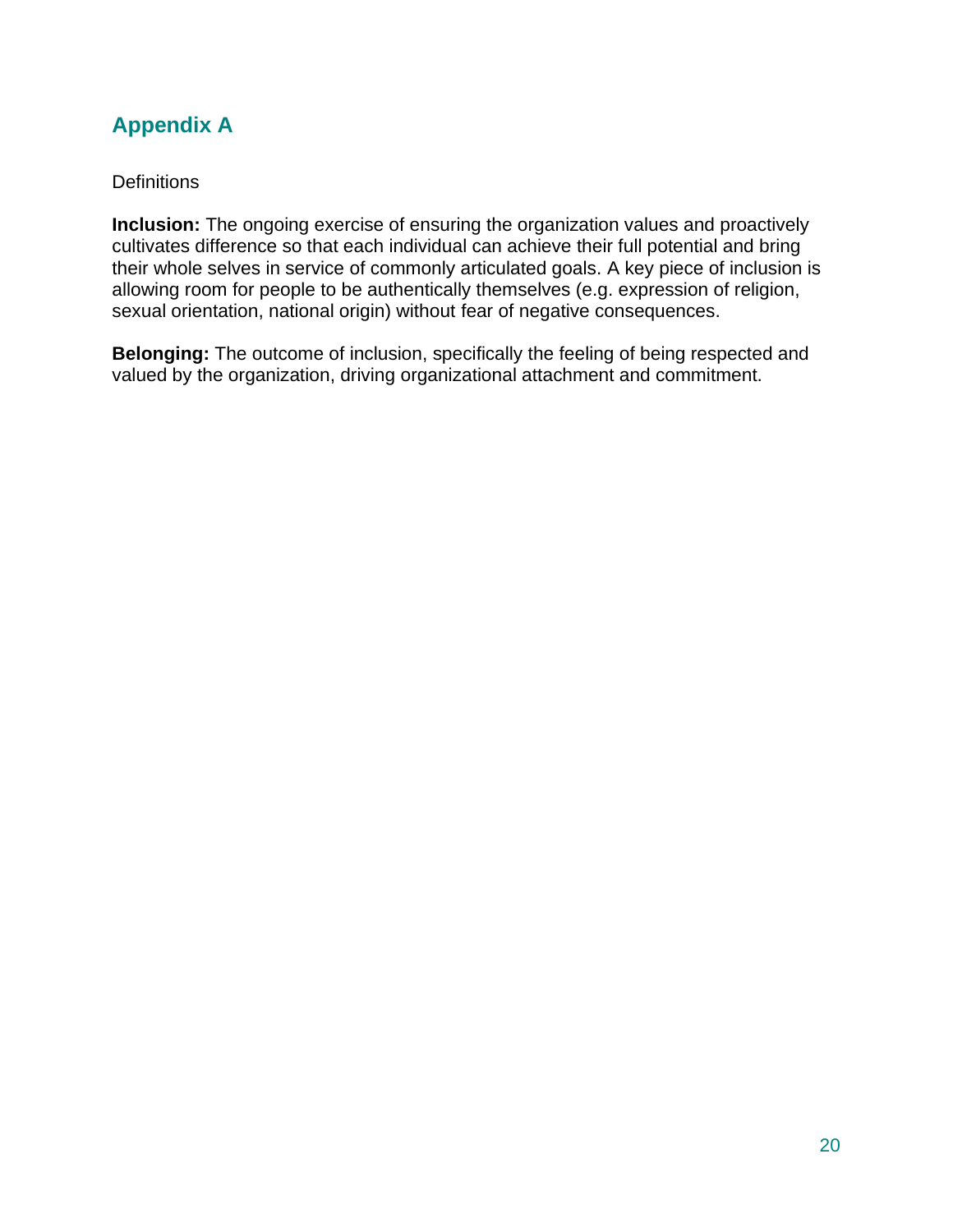## Appendix A

Definitions

**Inclusion:** The ongoing exercise of ensuring the organization values and proactively cultivates difference so that each individual can achieve their full potential and bring their whole selves in service of commonly articulated goals. A key piece of inclusion is allowing room for people to be authentically themselves (e.g. expression of religion, sexual orientation, national origin) without fear of negative consequences.

**Belonging:** The outcome of inclusion, specifically the feeling of being respected and valued by the organization, driving organizational attachment and commitment.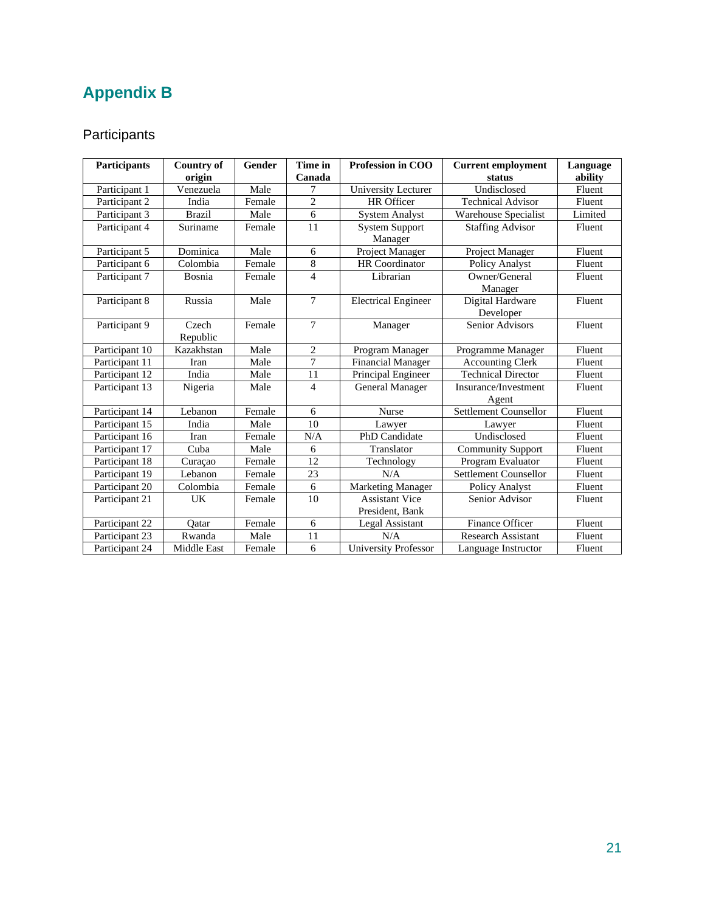# Appendix B

## Participants

| Participants | Country of origin | Gender | Time in Canada | Profession in COO | Current employment status | Language ability |
|---|---|---|---|---|---|---|
| Participant 1 | Venezuela | Male | 7 | University Lecturer | Undisclosed | Fluent |
| Participant 2 | India | Female | 2 | HR Officer | Technical Advisor | Fluent |
| Participant 3 | Brazil | Male | 6 | System Analyst | Warehouse Specialist | Limited |
| Participant 4 | Suriname | Female | 11 | System Support Manager | Staffing Advisor | Fluent |
| Participant 5 | Dominica | Male | 6 | Project Manager | Project Manager | Fluent |
| Participant 6 | Colombia | Female | 8 | HR Coordinator | Policy Analyst | Fluent |
| Participant 7 | Bosnia | Female | 4 | Librarian | Owner/General Manager | Fluent |
| Participant 8 | Russia | Male | 7 | Electrical Engineer | Digital Hardware Developer | Fluent |
| Participant 9 | Czech Republic | Female | 7 | Manager | Senior Advisors | Fluent |
| Participant 10 | Kazakhstan | Male | 2 | Program Manager | Programme Manager | Fluent |
| Participant 11 | Iran | Male | 7 | Financial Manager | Accounting Clerk | Fluent |
| Participant 12 | India | Male | 11 | Principal Engineer | Technical Director | Fluent |
| Participant 13 | Nigeria | Male | 4 | General Manager | Insurance/Investment Agent | Fluent |
| Participant 14 | Lebanon | Female | 6 | Nurse | Settlement Counsellor | Fluent |
| Participant 15 | India | Male | 10 | Lawyer | Lawyer | Fluent |
| Participant 16 | Iran | Female | N/A | PhD Candidate | Undisclosed | Fluent |
| Participant 17 | Cuba | Male | 6 | Translator | Community Support | Fluent |
| Participant 18 | Curaçao | Female | 12 | Technology | Program Evaluator | Fluent |
| Participant 19 | Lebanon | Female | 23 | N/A | Settlement Counsellor | Fluent |
| Participant 20 | Colombia | Female | 6 | Marketing Manager | Policy Analyst | Fluent |
| Participant 21 | UK | Female | 10 | Assistant Vice President, Bank | Senior Advisor | Fluent |
| Participant 22 | Qatar | Female | 6 | Legal Assistant | Finance Officer | Fluent |
| Participant 23 | Rwanda | Male | 11 | N/A | Research Assistant | Fluent |
| Participant 24 | Middle East | Female | 6 | University Professor | Language Instructor | Fluent |